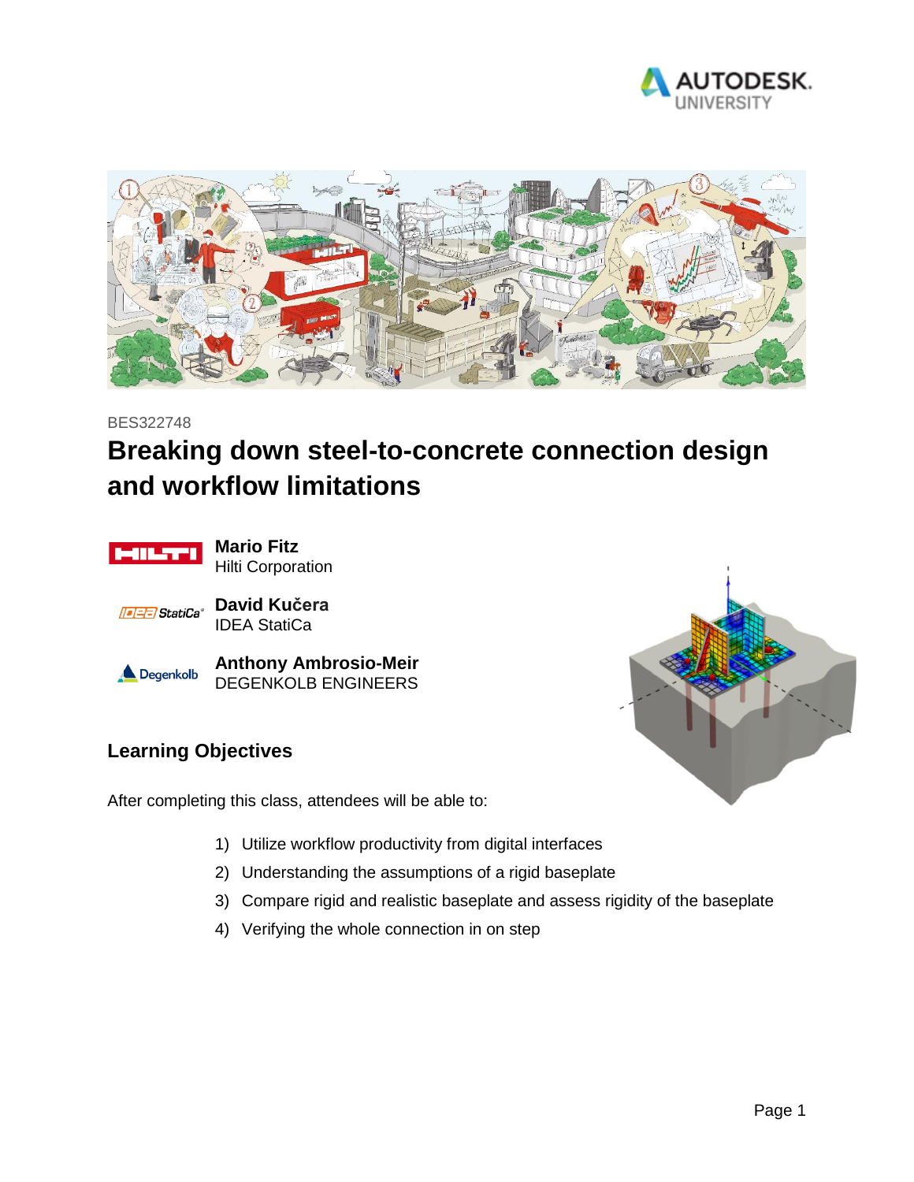BES322748

# Breaking down steel-to-concrete connection design and workflow limitations

**Mario Fitz**
Hilti Corporation

**David Kučera**
IDEA StatiCa

**Anthony Ambrosio-Meir**
DEGENKOLB ENGINEERS

## Learning Objectives

After completing this class, attendees will be able to:

1) Utilize workflow productivity from digital interfaces
2) Understanding the assumptions of a rigid baseplate
3) Compare rigid and realistic baseplate and assess rigidity of the baseplate
4) Verifying the whole connection in on step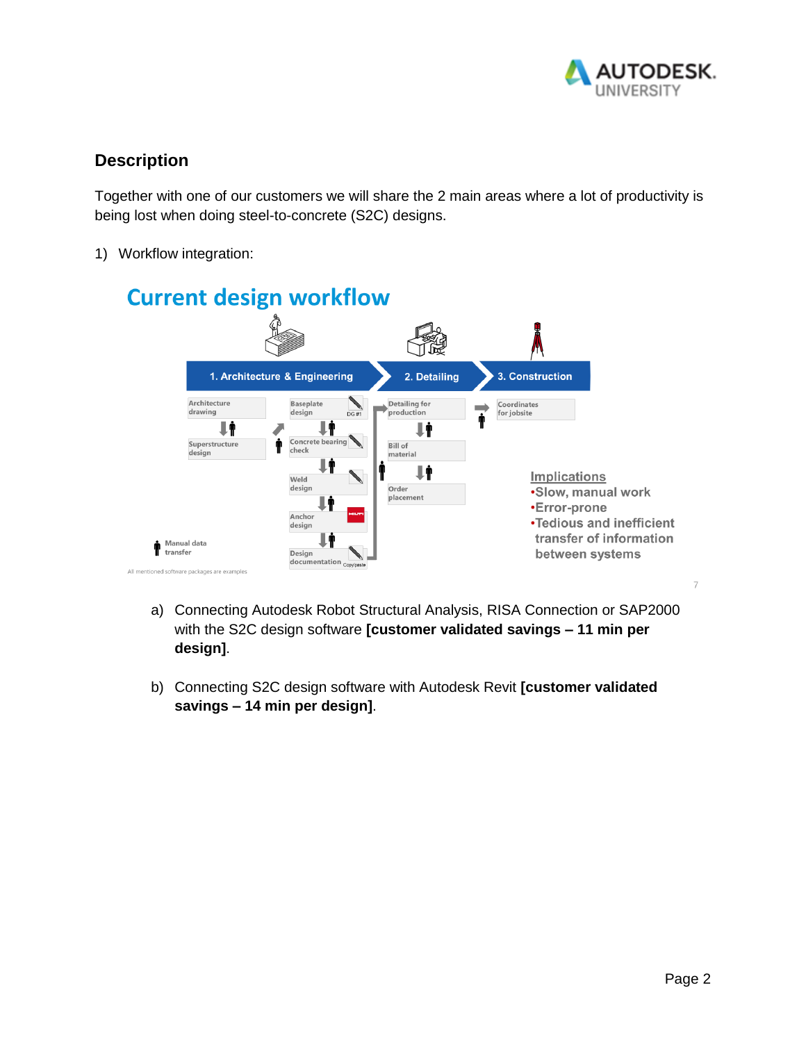## Description

Together with one of our customers we will share the 2 main areas where a lot of productivity is being lost when doing steel-to-concrete (S2C) designs.

1) Workflow integration:

### Current design workflow

**1. Architecture & Engineering**
- Architecture drawing
- Superstructure design
- Baseplate design
- Concrete bearing check
- Weld design
- Anchor design
- Design documentation

**2. Detailing**
- Detailing for production
- Bill of material
- Order placement

**3. Construction**
- Coordinates for jobsite

Manual data transfer

All mentioned software packages are examples

Implications
- Slow, manual work
- Error-prone
- Tedious and inefficient transfer of information between systems

a) Connecting Autodesk Robot Structural Analysis, RISA Connection or SAP2000 with the S2C design software **[customer validated savings – 11 min per design]**.

b) Connecting S2C design software with Autodesk Revit **[customer validated savings – 14 min per design]**.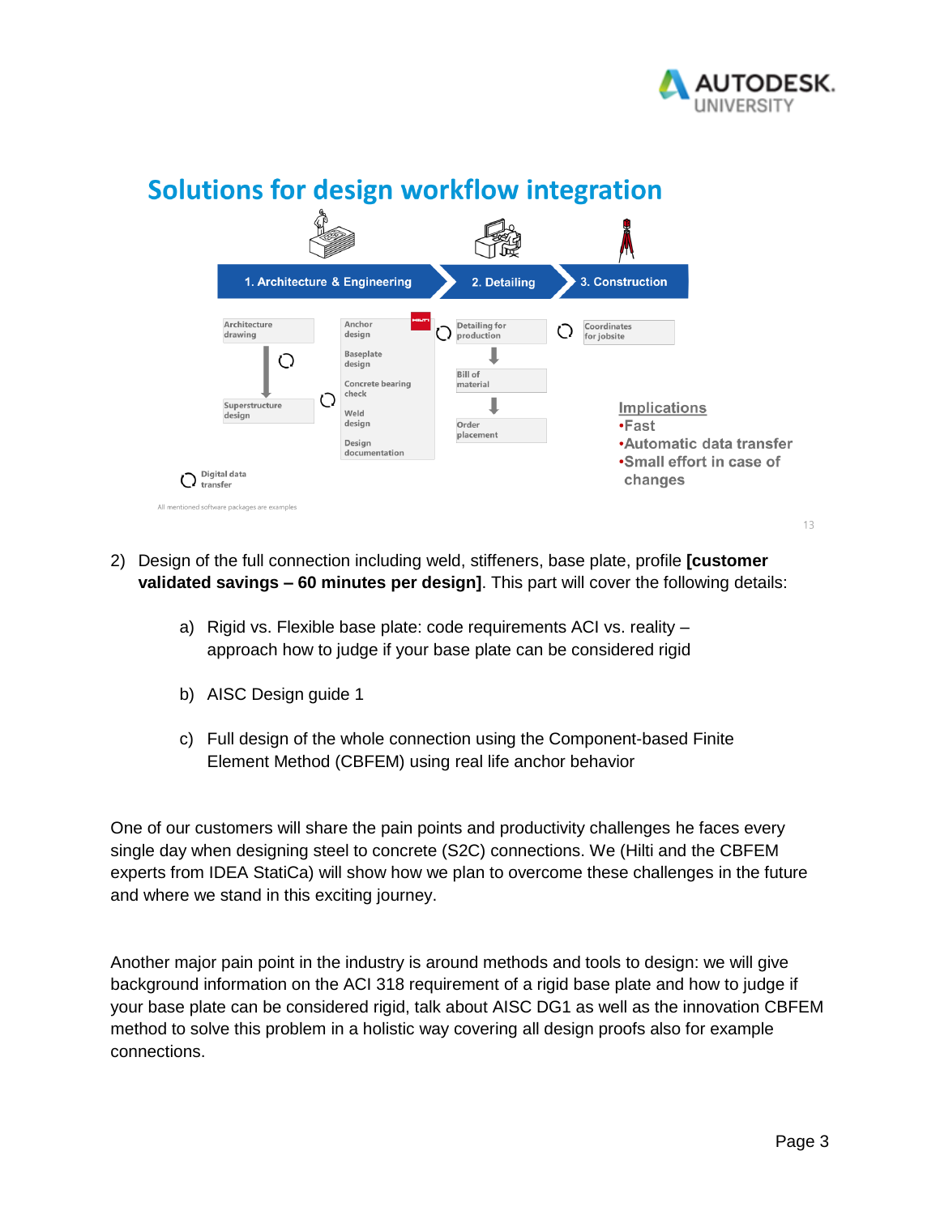## Solutions for design workflow integration

1. Architecture & Engineering → 2. Detailing → 3. Construction

Architecture drawing → Superstructure design

Anchor design, Baseplate design, Concrete bearing check, Weld design, Design documentation

Detailing for production → Bill of material → Order placement

Coordinates for jobsite

Digital data transfer

**Implications**
- **Fast**
- **Automatic data transfer**
- **Small effort in case of changes**

All mentioned software packages are examples

2) Design of the full connection including weld, stiffeners, base plate, profile **[customer validated savings – 60 minutes per design]**. This part will cover the following details:

   a) Rigid vs. Flexible base plate: code requirements ACI vs. reality – approach how to judge if your base plate can be considered rigid

   b) AISC Design guide 1

   c) Full design of the whole connection using the Component-based Finite Element Method (CBFEM) using real life anchor behavior

One of our customers will share the pain points and productivity challenges he faces every single day when designing steel to concrete (S2C) connections. We (Hilti and the CBFEM experts from IDEA StatiCa) will show how we plan to overcome these challenges in the future and where we stand in this exciting journey.

Another major pain point in the industry is around methods and tools to design: we will give background information on the ACI 318 requirement of a rigid base plate and how to judge if your base plate can be considered rigid, talk about AISC DG1 as well as the innovation CBFEM method to solve this problem in a holistic way covering all design proofs also for example connections.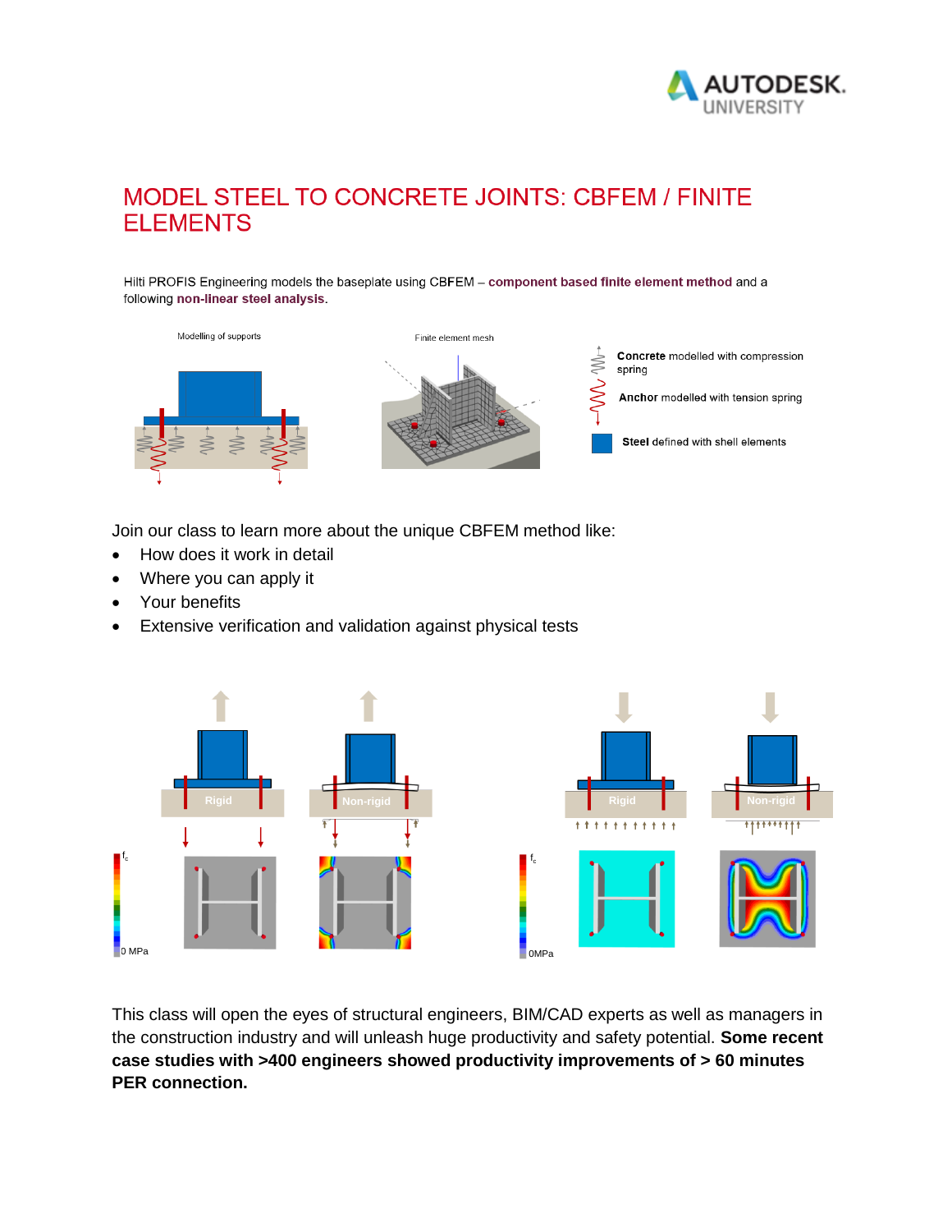# MODEL STEEL TO CONCRETE JOINTS: CBFEM / FINITE ELEMENTS

Hilti PROFIS Engineering models the baseplate using CBFEM – **component based finite element method** and a following **non-linear steel analysis**.

Modelling of supports

Finite element mesh

**Concrete** modelled with compression spring

**Anchor** modelled with tension spring

**Steel** defined with shell elements

Join our class to learn more about the unique CBFEM method like:

- How does it work in detail
- Where you can apply it
- Your benefits
- Extensive verification and validation against physical tests

Rigid | Non-rigid | Rigid | Non-rigid

$f_c$ | 0 MPa | $f_c$ | 0MPa

This class will open the eyes of structural engineers, BIM/CAD experts as well as managers in the construction industry and will unleash huge productivity and safety potential. **Some recent case studies with >400 engineers showed productivity improvements of > 60 minutes PER connection.**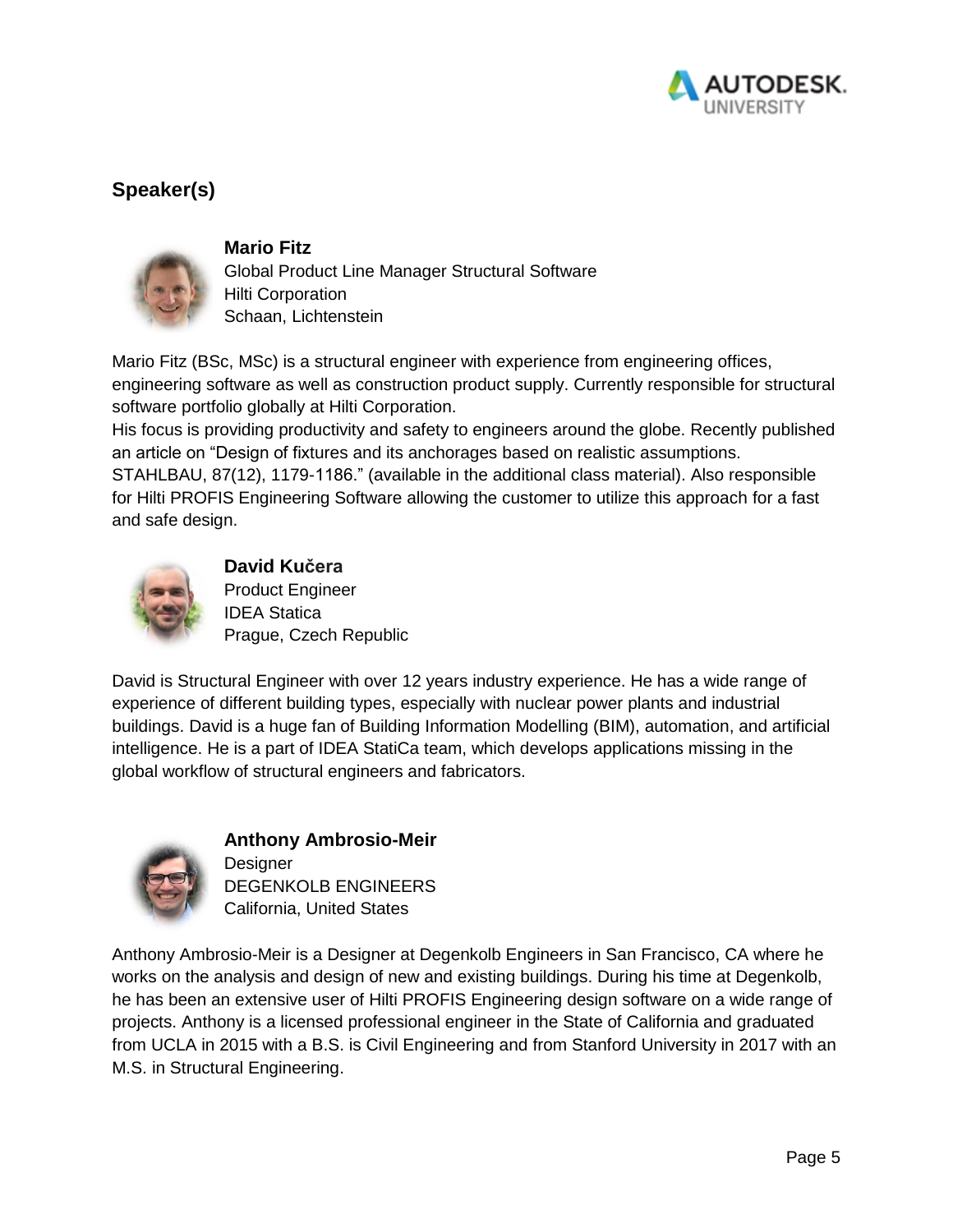## Speaker(s)

**Mario Fitz**
Global Product Line Manager Structural Software
Hilti Corporation
Schaan, Lichtenstein

Mario Fitz (BSc, MSc) is a structural engineer with experience from engineering offices, engineering software as well as construction product supply. Currently responsible for structural software portfolio globally at Hilti Corporation.
His focus is providing productivity and safety to engineers around the globe. Recently published an article on "Design of fixtures and its anchorages based on realistic assumptions. STAHLBAU, 87(12), 1179-1186." (available in the additional class material). Also responsible for Hilti PROFIS Engineering Software allowing the customer to utilize this approach for a fast and safe design.

**David Kučera**
Product Engineer
IDEA Statica
Prague, Czech Republic

David is Structural Engineer with over 12 years industry experience. He has a wide range of experience of different building types, especially with nuclear power plants and industrial buildings. David is a huge fan of Building Information Modelling (BIM), automation, and artificial intelligence. He is a part of IDEA StatiCa team, which develops applications missing in the global workflow of structural engineers and fabricators.

**Anthony Ambrosio-Meir**
Designer
DEGENKOLB ENGINEERS
California, United States

Anthony Ambrosio-Meir is a Designer at Degenkolb Engineers in San Francisco, CA where he works on the analysis and design of new and existing buildings. During his time at Degenkolb, he has been an extensive user of Hilti PROFIS Engineering design software on a wide range of projects. Anthony is a licensed professional engineer in the State of California and graduated from UCLA in 2015 with a B.S. is Civil Engineering and from Stanford University in 2017 with an M.S. in Structural Engineering.